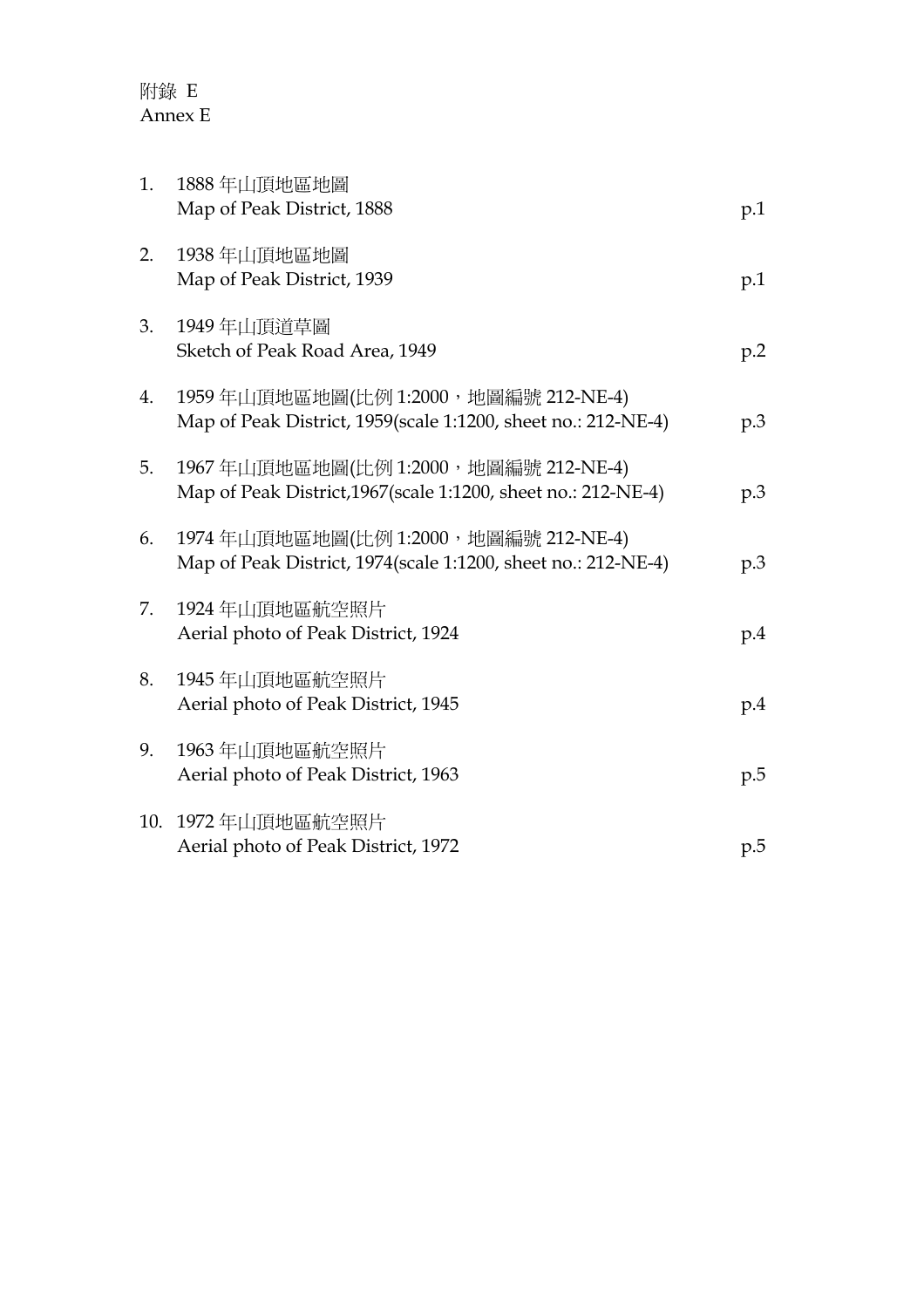附錄 E
Annex E

| | | |
|---|---|---|
| 1. | 1888 年山頂地區地圖<br>Map of Peak District, 1888 | p.1 |
| 2. | 1938 年山頂地區地圖<br>Map of Peak District, 1939 | p.1 |
| 3. | 1949 年山頂道草圖<br>Sketch of Peak Road Area, 1949 | p.2 |
| 4. | 1959 年山頂地區地圖(比例 1:2000，地圖編號 212-NE-4)<br>Map of Peak District, 1959(scale 1:1200, sheet no.: 212-NE-4) | p.3 |
| 5. | 1967 年山頂地區地圖(比例 1:2000，地圖編號 212-NE-4)<br>Map of Peak District,1967(scale 1:1200, sheet no.: 212-NE-4) | p.3 |
| 6. | 1974 年山頂地區地圖(比例 1:2000，地圖編號 212-NE-4)<br>Map of Peak District, 1974(scale 1:1200, sheet no.: 212-NE-4) | p.3 |
| 7. | 1924 年山頂地區航空照片<br>Aerial photo of Peak District, 1924 | p.4 |
| 8. | 1945 年山頂地區航空照片<br>Aerial photo of Peak District, 1945 | p.4 |
| 9. | 1963 年山頂地區航空照片<br>Aerial photo of Peak District, 1963 | p.5 |
| 10. | 1972 年山頂地區航空照片<br>Aerial photo of Peak District, 1972 | p.5 |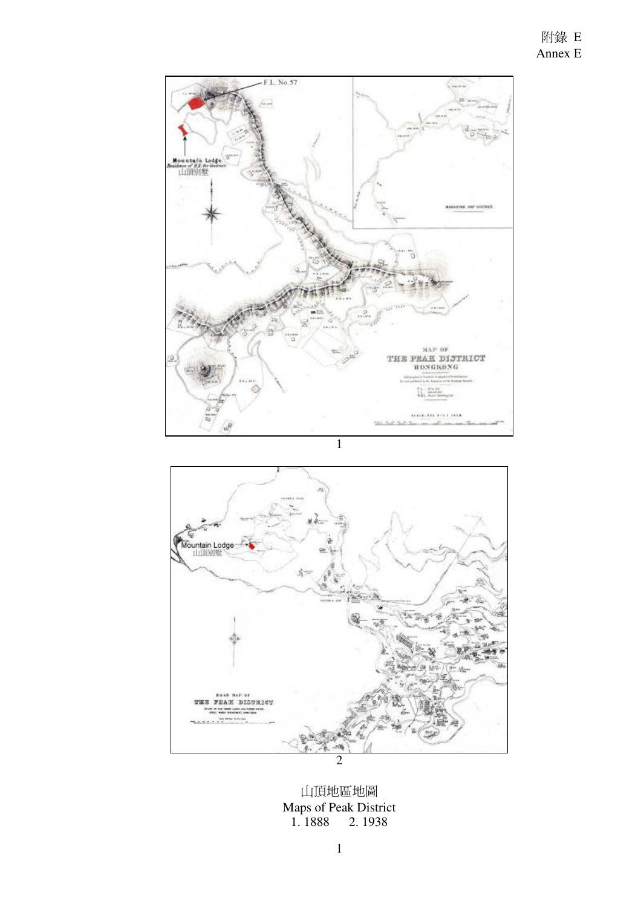附錄 E
Annex E

1

2

山頂地區地圖
Maps of Peak District
1. 1888 2. 1938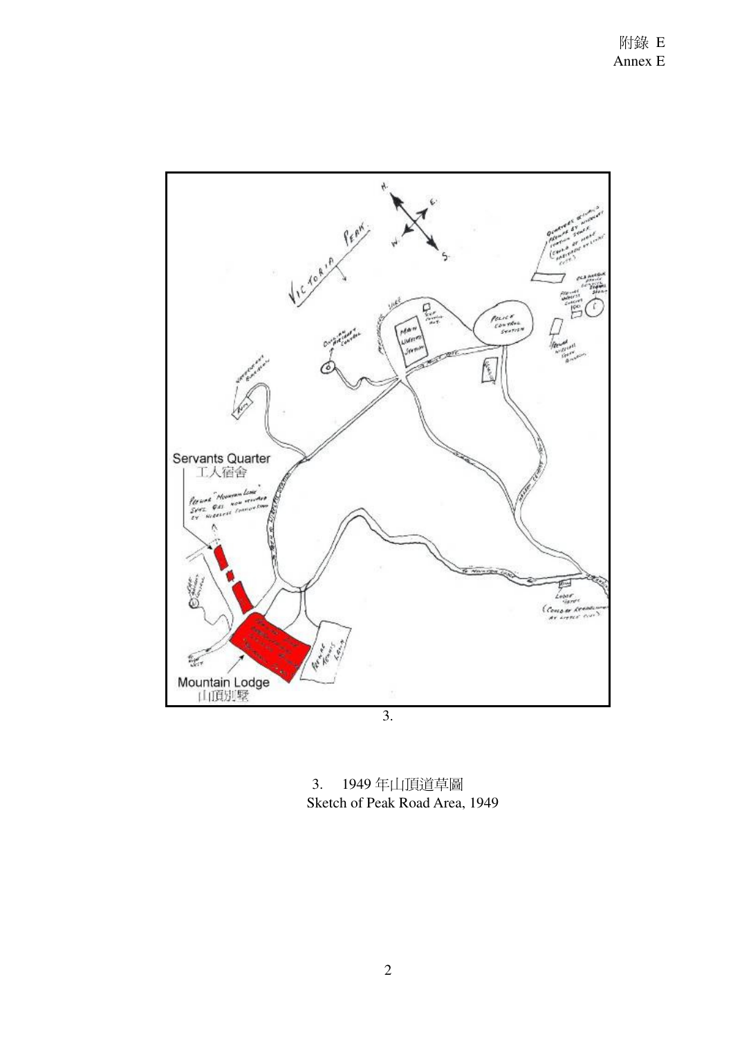3.

3. 1949 年山頂道草圖
Sketch of Peak Road Area, 1949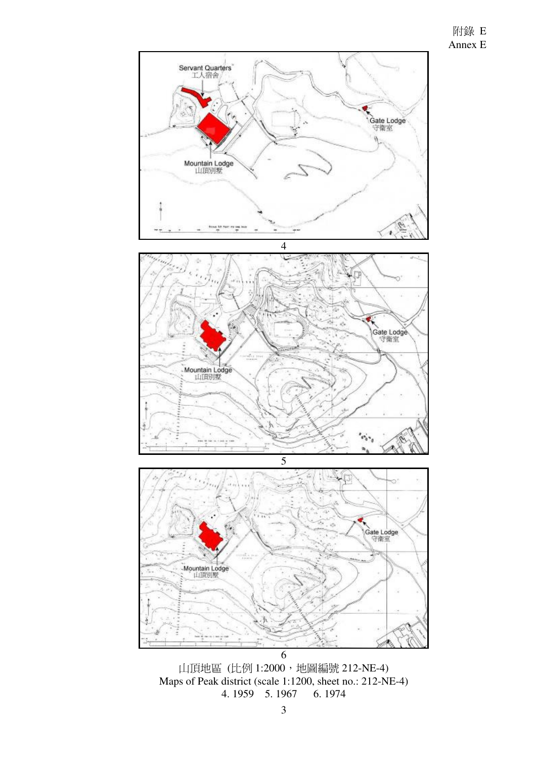附錄 E
Annex E

Servant Quarters
工人宿舍

Gate Lodge
守衛室

Mountain Lodge
山頂別墅

4

Gate Lodge
守衛室

Mountain Lodge
山頂別墅

5

Gate Lodge
守衛室

Mountain Lodge
山頂別墅

6

山頂地區 (比例 1:2000，地圖編號 212-NE-4)
Maps of Peak district (scale 1:1200, sheet no.: 212-NE-4)
4. 1959 5. 1967 6. 1974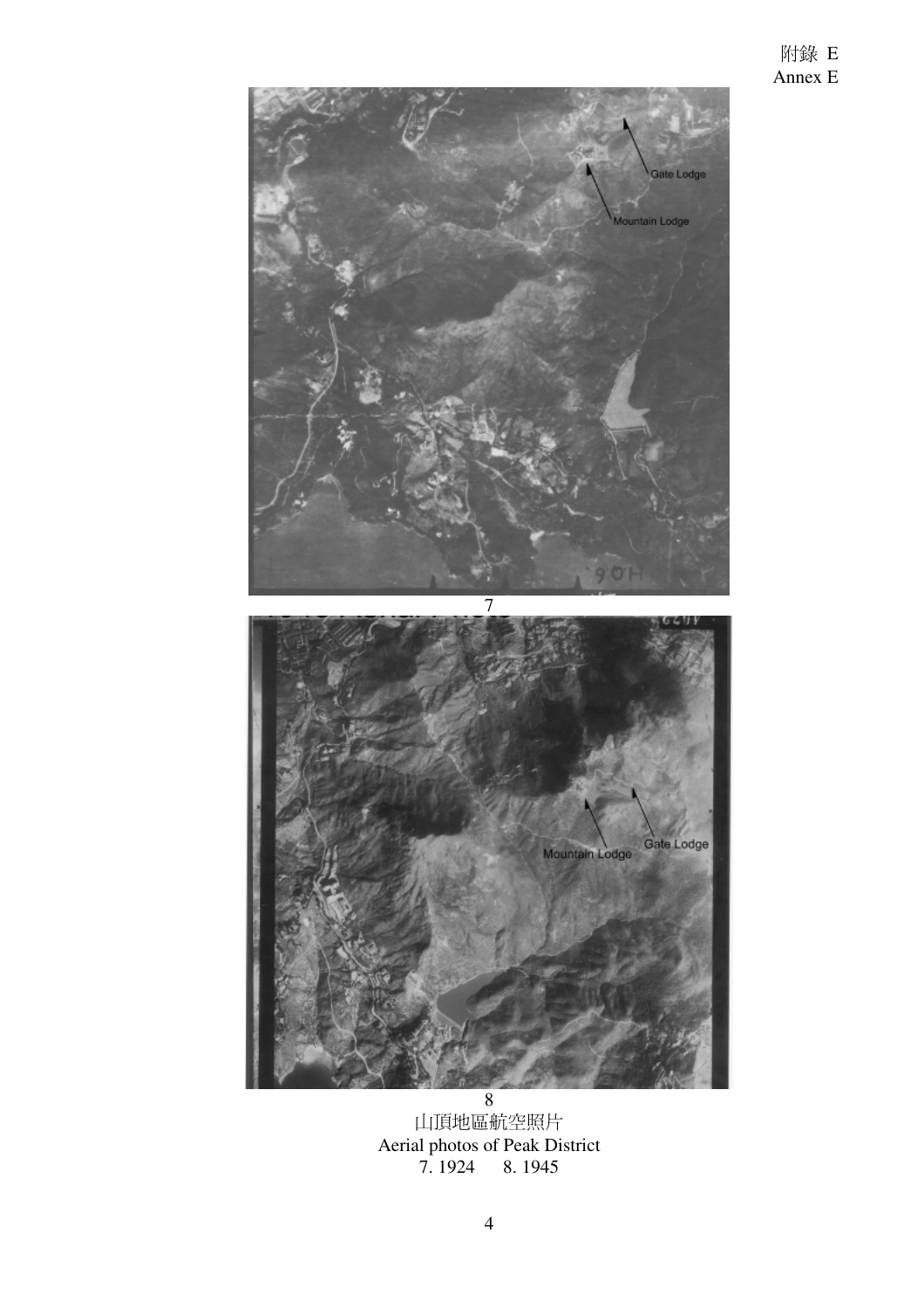附錄 E
Annex E

7

8

山頂地區航空照片
Aerial photos of Peak District
7. 1924　　8. 1945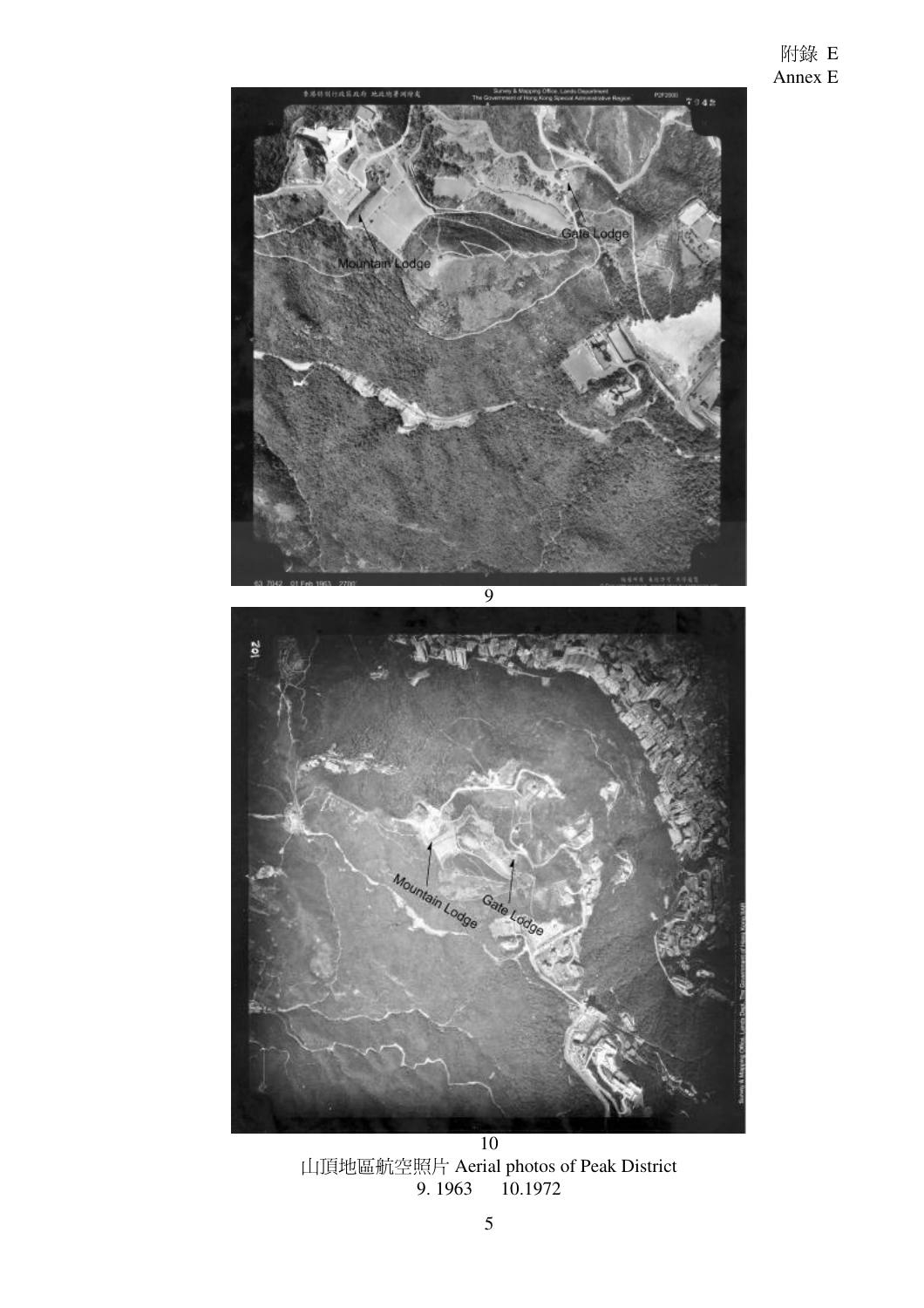附錄 E
Annex E

9

10

山頂地區航空照片 Aerial photos of Peak District
9. 1963　　10.1972